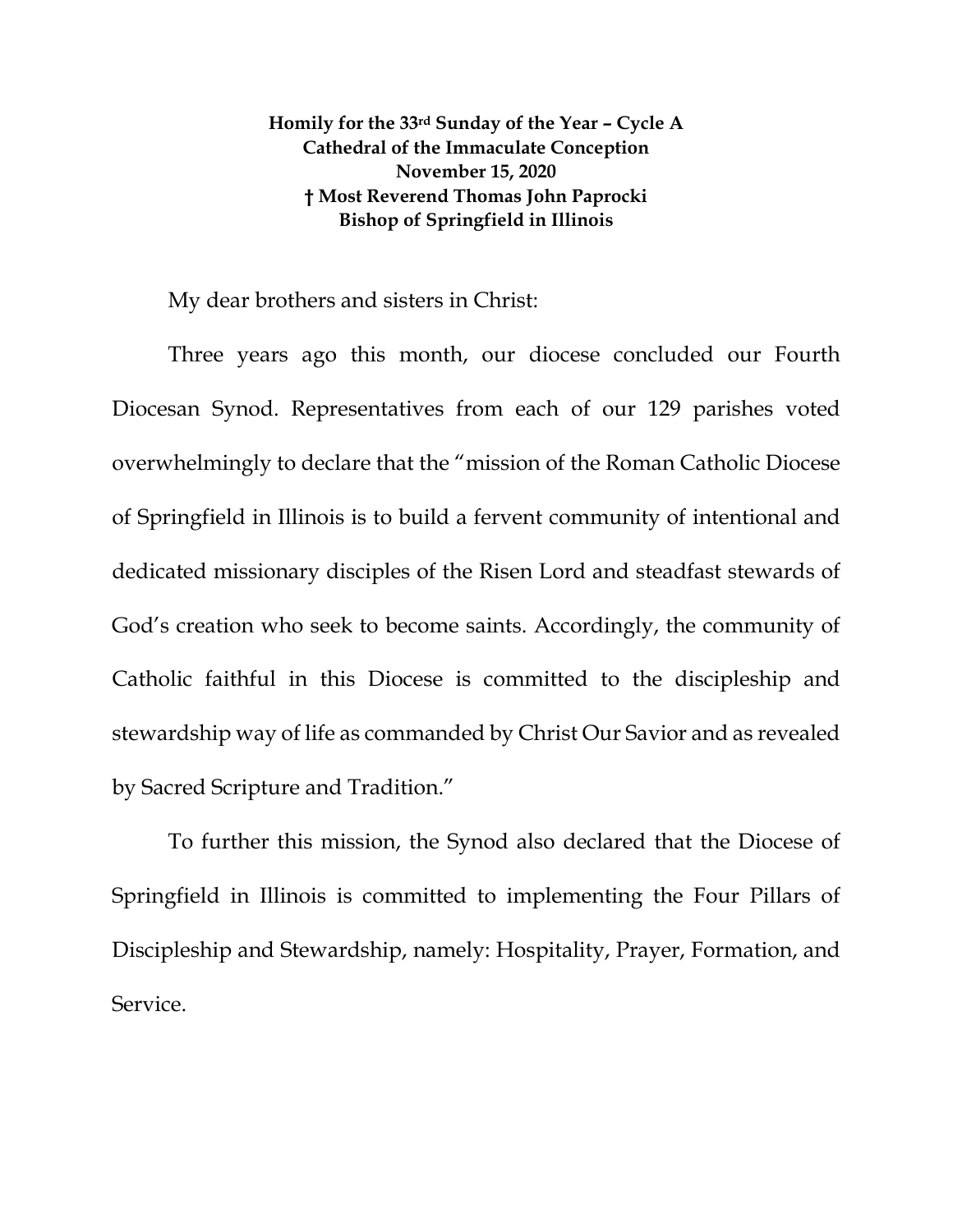**Homily for the 33rd Sunday of the Year – Cycle A**
**Cathedral of the Immaculate Conception**
**November 15, 2020**
**† Most Reverend Thomas John Paprocki**
**Bishop of Springfield in Illinois**

My dear brothers and sisters in Christ:

Three years ago this month, our diocese concluded our Fourth Diocesan Synod. Representatives from each of our 129 parishes voted overwhelmingly to declare that the "mission of the Roman Catholic Diocese of Springfield in Illinois is to build a fervent community of intentional and dedicated missionary disciples of the Risen Lord and steadfast stewards of God's creation who seek to become saints. Accordingly, the community of Catholic faithful in this Diocese is committed to the discipleship and stewardship way of life as commanded by Christ Our Savior and as revealed by Sacred Scripture and Tradition."

To further this mission, the Synod also declared that the Diocese of Springfield in Illinois is committed to implementing the Four Pillars of Discipleship and Stewardship, namely: Hospitality, Prayer, Formation, and Service.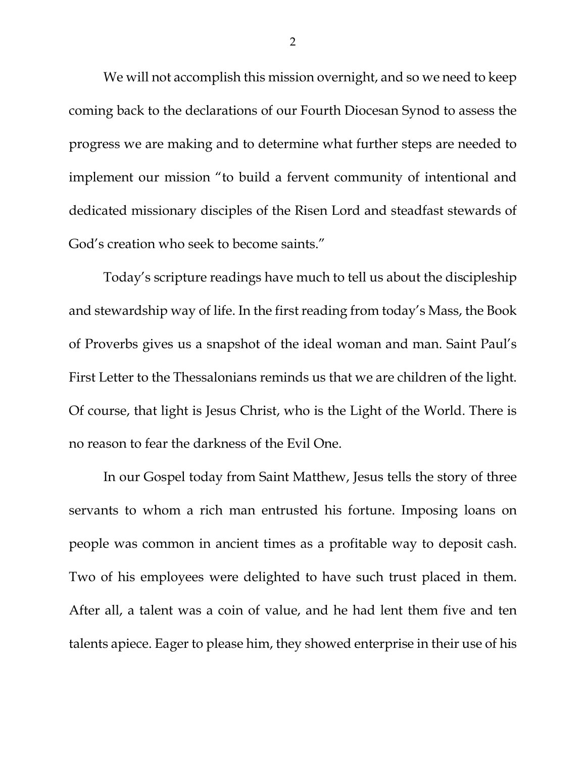We will not accomplish this mission overnight, and so we need to keep coming back to the declarations of our Fourth Diocesan Synod to assess the progress we are making and to determine what further steps are needed to implement our mission "to build a fervent community of intentional and dedicated missionary disciples of the Risen Lord and steadfast stewards of God's creation who seek to become saints."

Today's scripture readings have much to tell us about the discipleship and stewardship way of life. In the first reading from today's Mass, the Book of Proverbs gives us a snapshot of the ideal woman and man. Saint Paul's First Letter to the Thessalonians reminds us that we are children of the light. Of course, that light is Jesus Christ, who is the Light of the World. There is no reason to fear the darkness of the Evil One.

In our Gospel today from Saint Matthew, Jesus tells the story of three servants to whom a rich man entrusted his fortune. Imposing loans on people was common in ancient times as a profitable way to deposit cash. Two of his employees were delighted to have such trust placed in them. After all, a talent was a coin of value, and he had lent them five and ten talents apiece. Eager to please him, they showed enterprise in their use of his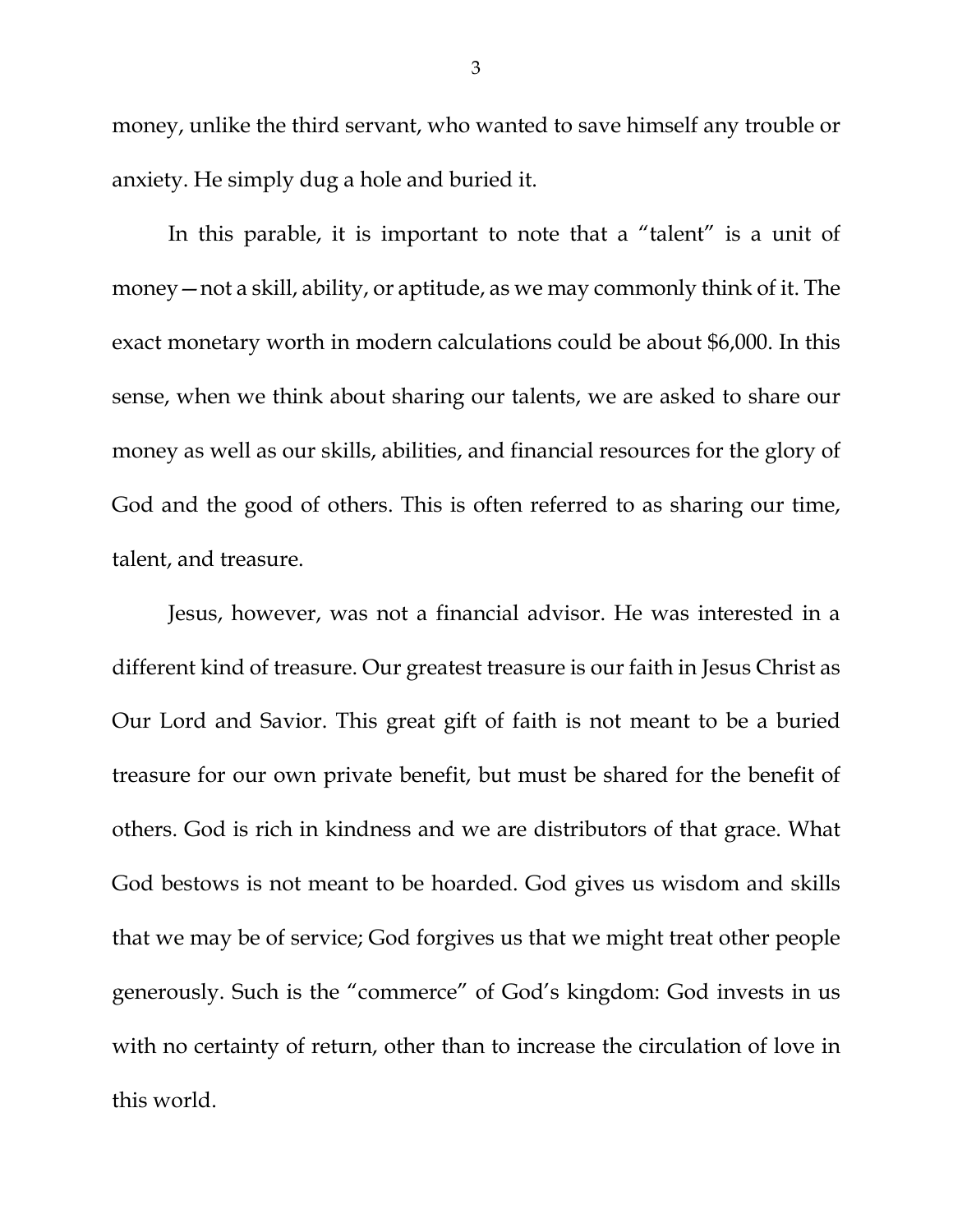money, unlike the third servant, who wanted to save himself any trouble or anxiety. He simply dug a hole and buried it.

In this parable, it is important to note that a "talent" is a unit of money—not a skill, ability, or aptitude, as we may commonly think of it. The exact monetary worth in modern calculations could be about $6,000. In this sense, when we think about sharing our talents, we are asked to share our money as well as our skills, abilities, and financial resources for the glory of God and the good of others. This is often referred to as sharing our time, talent, and treasure.

Jesus, however, was not a financial advisor. He was interested in a different kind of treasure. Our greatest treasure is our faith in Jesus Christ as Our Lord and Savior. This great gift of faith is not meant to be a buried treasure for our own private benefit, but must be shared for the benefit of others. God is rich in kindness and we are distributors of that grace. What God bestows is not meant to be hoarded. God gives us wisdom and skills that we may be of service; God forgives us that we might treat other people generously. Such is the "commerce" of God's kingdom: God invests in us with no certainty of return, other than to increase the circulation of love in this world.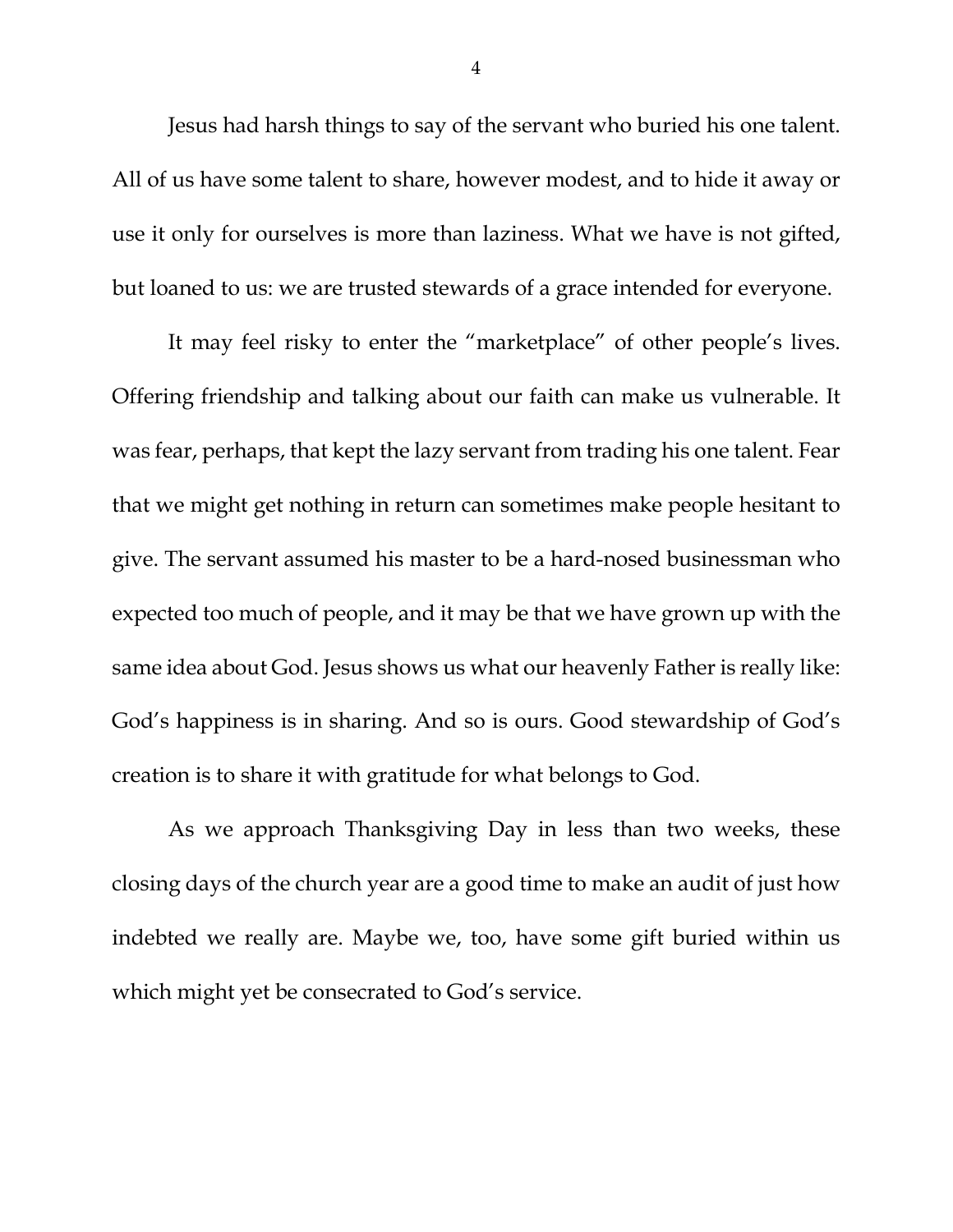Jesus had harsh things to say of the servant who buried his one talent. All of us have some talent to share, however modest, and to hide it away or use it only for ourselves is more than laziness. What we have is not gifted, but loaned to us: we are trusted stewards of a grace intended for everyone.

It may feel risky to enter the "marketplace" of other people's lives. Offering friendship and talking about our faith can make us vulnerable. It was fear, perhaps, that kept the lazy servant from trading his one talent. Fear that we might get nothing in return can sometimes make people hesitant to give. The servant assumed his master to be a hard-nosed businessman who expected too much of people, and it may be that we have grown up with the same idea about God. Jesus shows us what our heavenly Father is really like: God's happiness is in sharing. And so is ours. Good stewardship of God's creation is to share it with gratitude for what belongs to God.

As we approach Thanksgiving Day in less than two weeks, these closing days of the church year are a good time to make an audit of just how indebted we really are. Maybe we, too, have some gift buried within us which might yet be consecrated to God's service.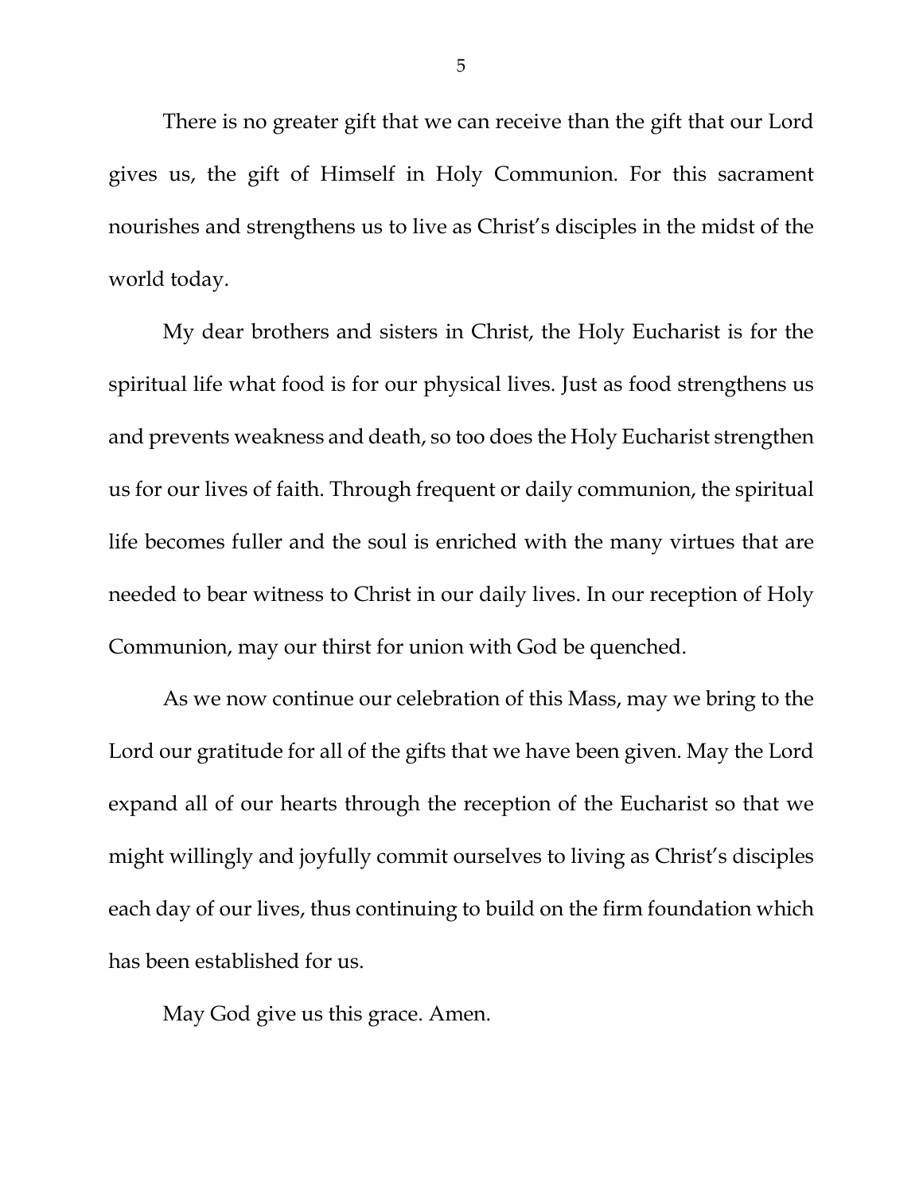There is no greater gift that we can receive than the gift that our Lord gives us, the gift of Himself in Holy Communion. For this sacrament nourishes and strengthens us to live as Christ's disciples in the midst of the world today.

My dear brothers and sisters in Christ, the Holy Eucharist is for the spiritual life what food is for our physical lives. Just as food strengthens us and prevents weakness and death, so too does the Holy Eucharist strengthen us for our lives of faith. Through frequent or daily communion, the spiritual life becomes fuller and the soul is enriched with the many virtues that are needed to bear witness to Christ in our daily lives. In our reception of Holy Communion, may our thirst for union with God be quenched.

As we now continue our celebration of this Mass, may we bring to the Lord our gratitude for all of the gifts that we have been given. May the Lord expand all of our hearts through the reception of the Eucharist so that we might willingly and joyfully commit ourselves to living as Christ's disciples each day of our lives, thus continuing to build on the firm foundation which has been established for us.

May God give us this grace. Amen.